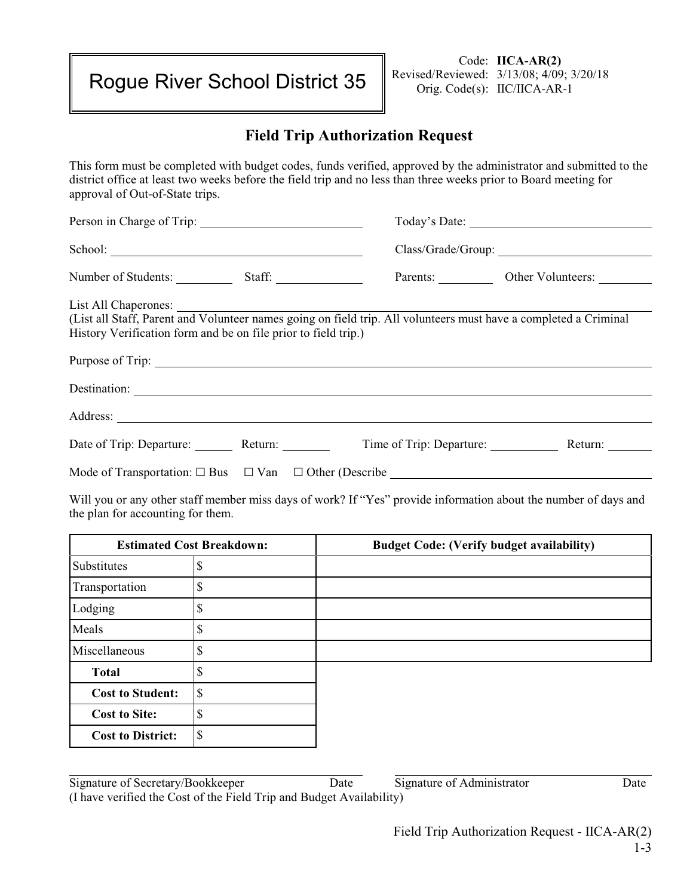Rogue River School District 35

Code: **IICA-AR(2)**
Revised/Reviewed: 3/13/08; 4/09; 3/20/18
Orig. Code(s): IIC/IICA-AR-1

## Field Trip Authorization Request

This form must be completed with budget codes, funds verified, approved by the administrator and submitted to the district office at least two weeks before the field trip and no less than three weeks prior to Board meeting for approval of Out-of-State trips.

Person in Charge of Trip: ____________________ Today's Date: ____________________

School: ____________________ Class/Grade/Group: ____________________

Number of Students: ________ Staff: ________ Parents: ________ Other Volunteers: ________

List All Chaperones: ____________________
(List all Staff, Parent and Volunteer names going on field trip. All volunteers must have a completed a Criminal History Verification form and be on file prior to field trip.)

Purpose of Trip: ____________________

Destination: ____________________

Address: ____________________

Date of Trip: Departure: ________ Return: ________ Time of Trip: Departure: ________ Return: ________

Mode of Transportation: ☐ Bus ☐ Van ☐ Other (Describe ____________________

Will you or any other staff member miss days of work? If "Yes" provide information about the number of days and the plan for accounting for them.

| Estimated Cost Breakdown: | | Budget Code: (Verify budget availability) |
|---|---|---|
| Substitutes | $ | |
| Transportation | $ | |
| Lodging | $ | |
| Meals | $ | |
| Miscellaneous | $ | |
| **Total** | $ | |
| **Cost to Student:** | $ | |
| **Cost to Site:** | $ | |
| **Cost to District:** | $ | |

____________________ ____________________
Signature of Secretary/Bookkeeper Date Signature of Administrator Date
(I have verified the Cost of the Field Trip and Budget Availability)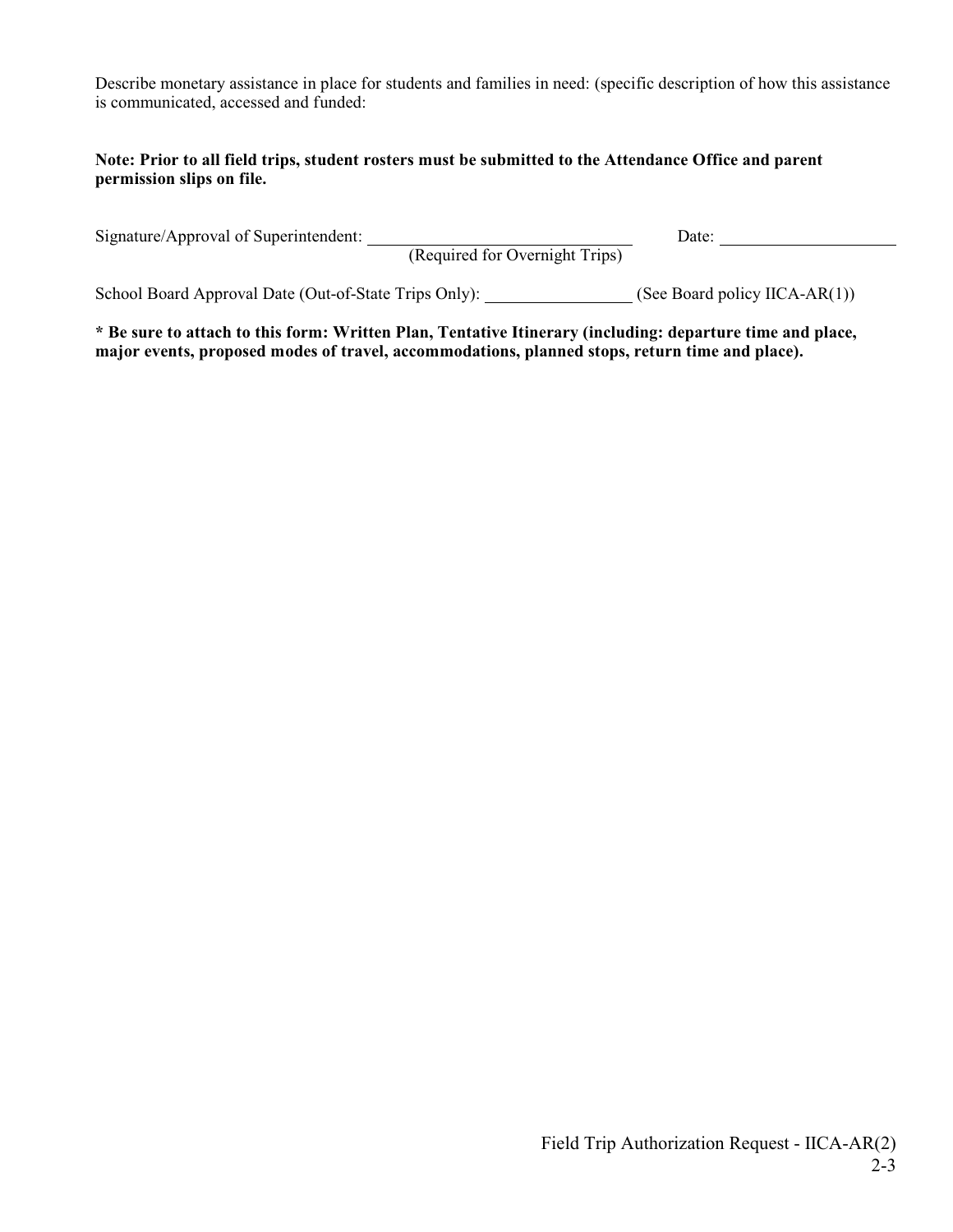Describe monetary assistance in place for students and families in need: (specific description of how this assistance is communicated, accessed and funded:

**Note: Prior to all field trips, student rosters must be submitted to the Attendance Office and parent permission slips on file.**

Signature/Approval of Superintendent: ______________________________ Date: ____________________
(Required for Overnight Trips)

School Board Approval Date (Out-of-State Trips Only): ________________ (See Board policy IICA-AR(1))

**\* Be sure to attach to this form: Written Plan, Tentative Itinerary (including: departure time and place, major events, proposed modes of travel, accommodations, planned stops, return time and place).**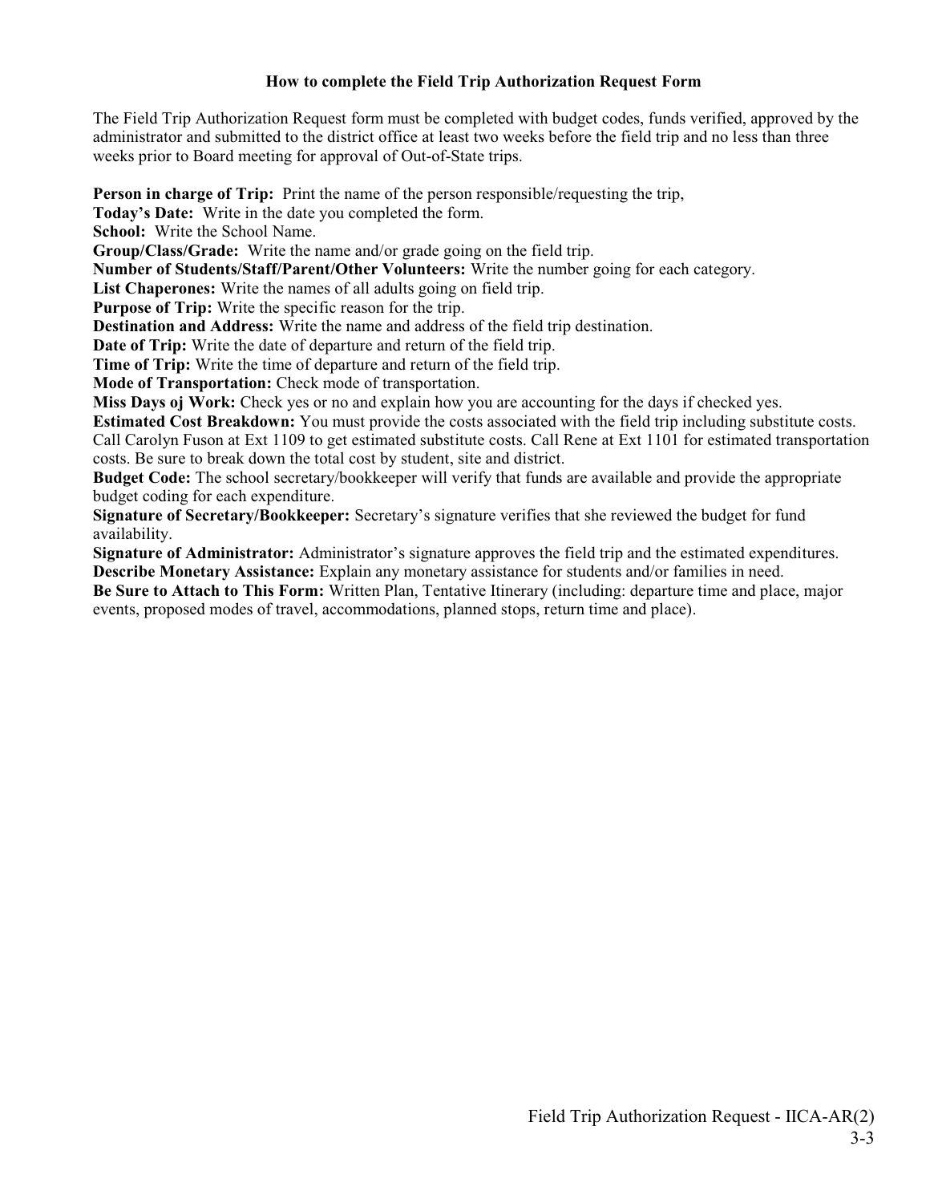# How to complete the Field Trip Authorization Request Form

The Field Trip Authorization Request form must be completed with budget codes, funds verified, approved by the administrator and submitted to the district office at least two weeks before the field trip and no less than three weeks prior to Board meeting for approval of Out-of-State trips.

**Person in charge of Trip:** Print the name of the person responsible/requesting the trip,
**Today's Date:** Write in the date you completed the form.
**School:** Write the School Name.
**Group/Class/Grade:** Write the name and/or grade going on the field trip.
**Number of Students/Staff/Parent/Other Volunteers:** Write the number going for each category.
**List Chaperones:** Write the names of all adults going on field trip.
**Purpose of Trip:** Write the specific reason for the trip.
**Destination and Address:** Write the name and address of the field trip destination.
**Date of Trip:** Write the date of departure and return of the field trip.
**Time of Trip:** Write the time of departure and return of the field trip.
**Mode of Transportation:** Check mode of transportation.
**Miss Days oj Work:** Check yes or no and explain how you are accounting for the days if checked yes.
**Estimated Cost Breakdown:** You must provide the costs associated with the field trip including substitute costs. Call Carolyn Fuson at Ext 1109 to get estimated substitute costs. Call Rene at Ext 1101 for estimated transportation costs. Be sure to break down the total cost by student, site and district.
**Budget Code:** The school secretary/bookkeeper will verify that funds are available and provide the appropriate budget coding for each expenditure.
**Signature of Secretary/Bookkeeper:** Secretary's signature verifies that she reviewed the budget for fund availability.
**Signature of Administrator:** Administrator's signature approves the field trip and the estimated expenditures.
**Describe Monetary Assistance:** Explain any monetary assistance for students and/or families in need.
**Be Sure to Attach to This Form:** Written Plan, Tentative Itinerary (including: departure time and place, major events, proposed modes of travel, accommodations, planned stops, return time and place).

Field Trip Authorization Request - IICA-AR(2)